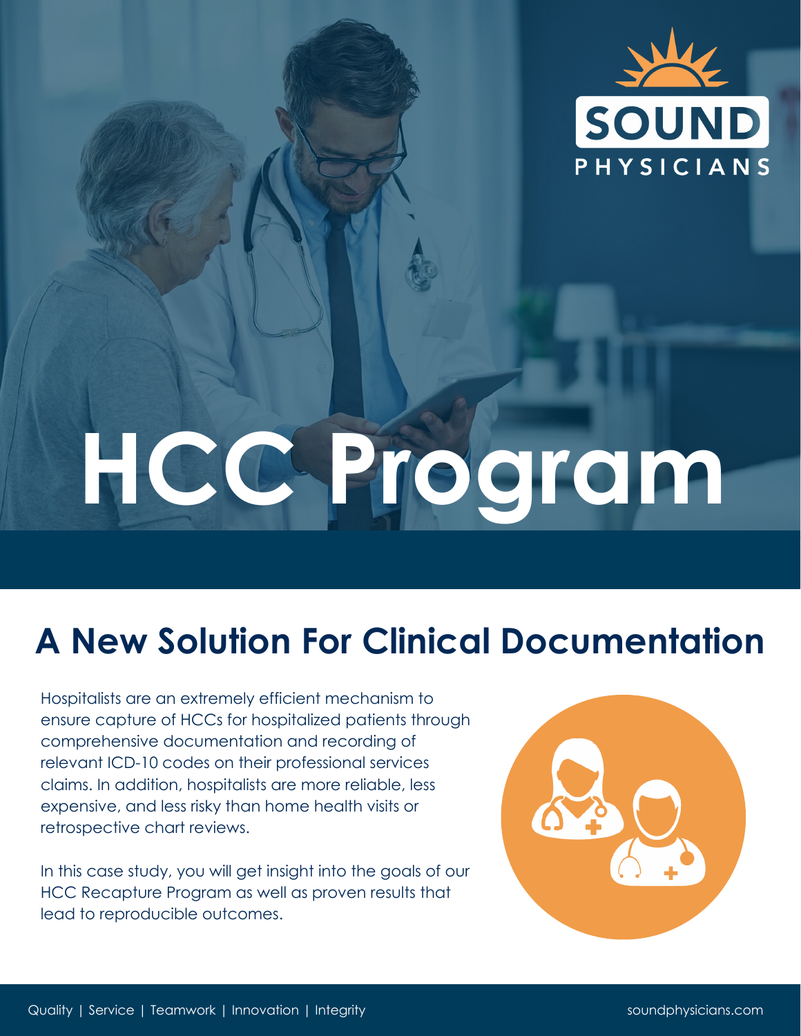SOUND PHYSICIANS

# HCC Program

## A New Solution For Clinical Documentation

Hospitalists are an extremely efficient mechanism to ensure capture of HCCs for hospitalized patients through comprehensive documentation and recording of relevant ICD-10 codes on their professional services claims. In addition, hospitalists are more reliable, less expensive, and less risky than home health visits or retrospective chart reviews.

In this case study, you will get insight into the goals of our HCC Recapture Program as well as proven results that lead to reproducible outcomes.

Quality | Service | Teamwork | Innovation | Integrity

soundphysicians.com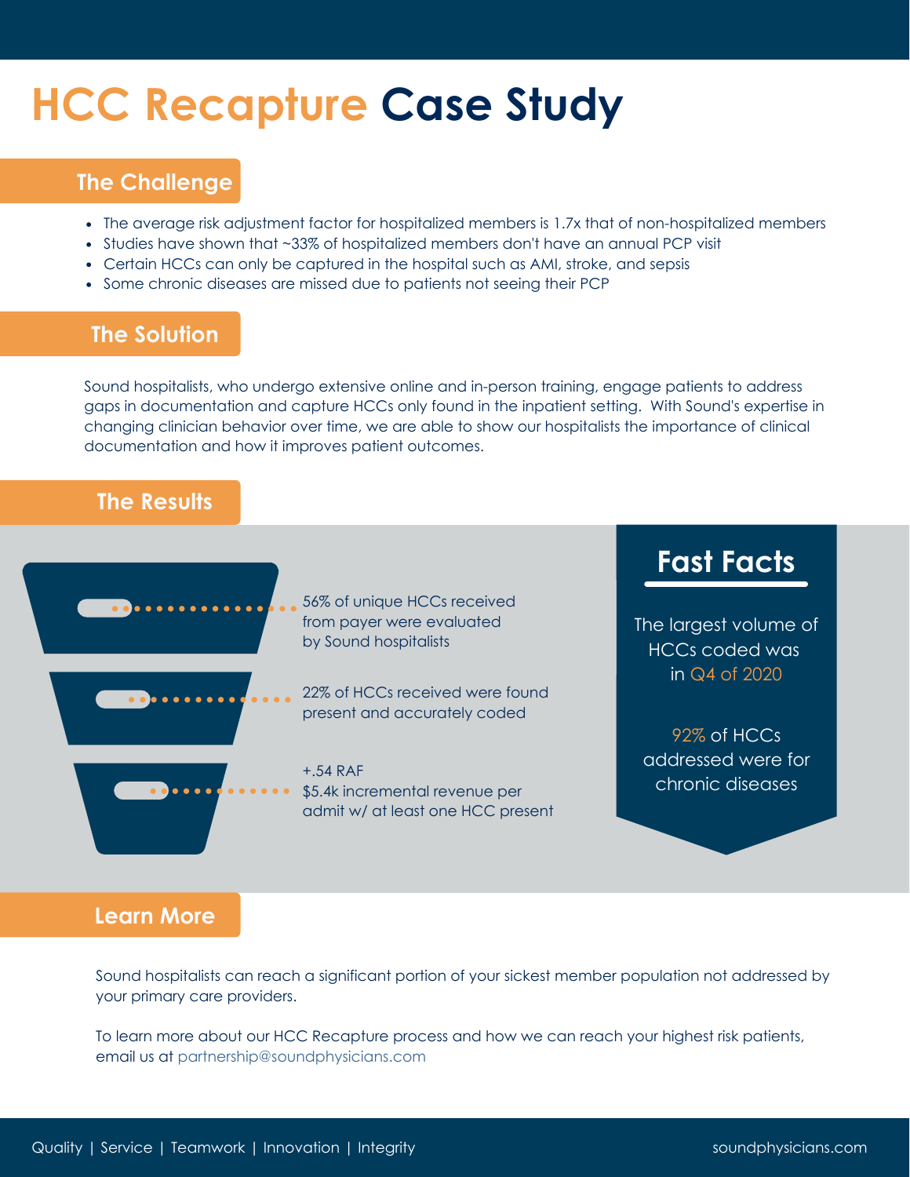# HCC Recapture Case Study

## The Challenge

- The average risk adjustment factor for hospitalized members is 1.7x that of non-hospitalized members
- Studies have shown that ~33% of hospitalized members don't have an annual PCP visit
- Certain HCCs can only be captured in the hospital such as AMI, stroke, and sepsis
- Some chronic diseases are missed due to patients not seeing their PCP

## The Solution

Sound hospitalists, who undergo extensive online and in-person training, engage patients to address gaps in documentation and capture HCCs only found in the inpatient setting. With Sound's expertise in changing clinician behavior over time, we are able to show our hospitalists the importance of clinical documentation and how it improves patient outcomes.

## The Results

56% of unique HCCs received from payer were evaluated by Sound hospitalists

22% of HCCs received were found present and accurately coded

+.54 RAF
$5.4k incremental revenue per admit w/ at least one HCC present

### Fast Facts

The largest volume of HCCs coded was in Q4 of 2020

92% of HCCs addressed were for chronic diseases

## Learn More

Sound hospitalists can reach a significant portion of your sickest member population not addressed by your primary care providers.

To learn more about our HCC Recapture process and how we can reach your highest risk patients, email us at partnership@soundphysicians.com

Quality | Service | Teamwork | Innovation | Integrity

soundphysicians.com